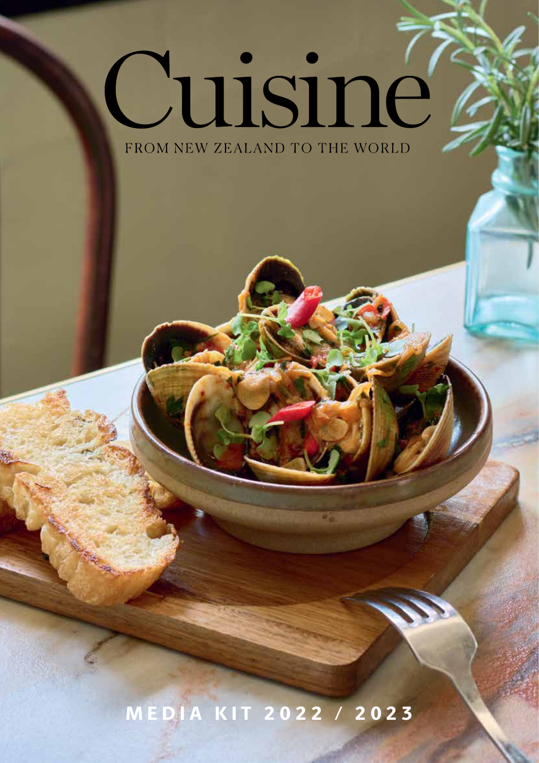# Cuisine

FROM NEW ZEALAND TO THE WORLD

MEDIA KIT 2022 / 2023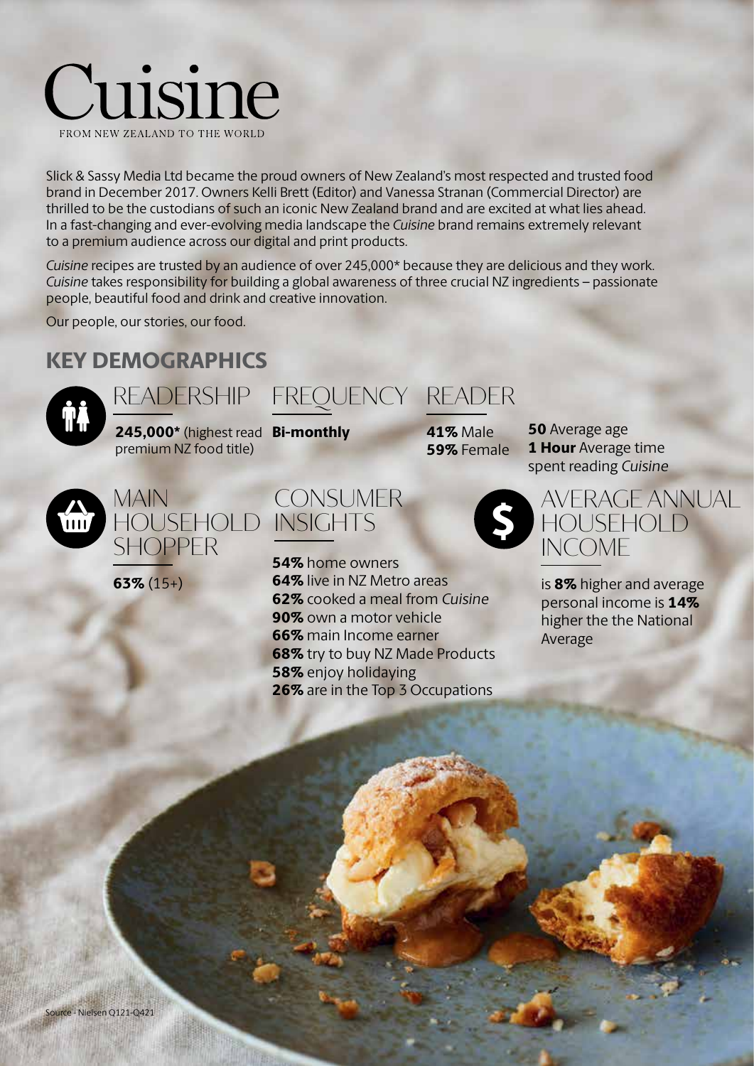# Cuisine

FROM NEW ZEALAND TO THE WORLD

Slick & Sassy Media Ltd became the proud owners of New Zealand's most respected and trusted food brand in December 2017. Owners Kelli Brett (Editor) and Vanessa Stranan (Commercial Director) are thrilled to be the custodians of such an iconic New Zealand brand and are excited at what lies ahead. In a fast-changing and ever-evolving media landscape the *Cuisine* brand remains extremely relevant to a premium audience across our digital and print products.

*Cuisine* recipes are trusted by an audience of over 245,000* because they are delicious and they work. *Cuisine* takes responsibility for building a global awareness of three crucial NZ ingredients – passionate people, beautiful food and drink and creative innovation.

Our people, our stories, our food.

## KEY DEMOGRAPHICS

### READERSHIP

**245,000*** (highest read premium NZ food title)

### FREQUENCY

**Bi-monthly**

### READER

**41%** Male
**59%** Female

**50** Average age
**1 Hour** Average time spent reading *Cuisine*

### MAIN HOUSEHOLD SHOPPER

**63%** (15+)

### CONSUMER INSIGHTS

**54%** home owners
**64%** live in NZ Metro areas
**62%** cooked a meal from *Cuisine*
**90%** own a motor vehicle
**66%** main Income earner
**68%** try to buy NZ Made Products
**58%** enjoy holidaying
**26%** are in the Top 3 Occupations

### AVERAGE ANNUAL HOUSEHOLD INCOME

is **8%** higher and average personal income is **14%** higher the the National Average

Source - Nielsen Q121-Q421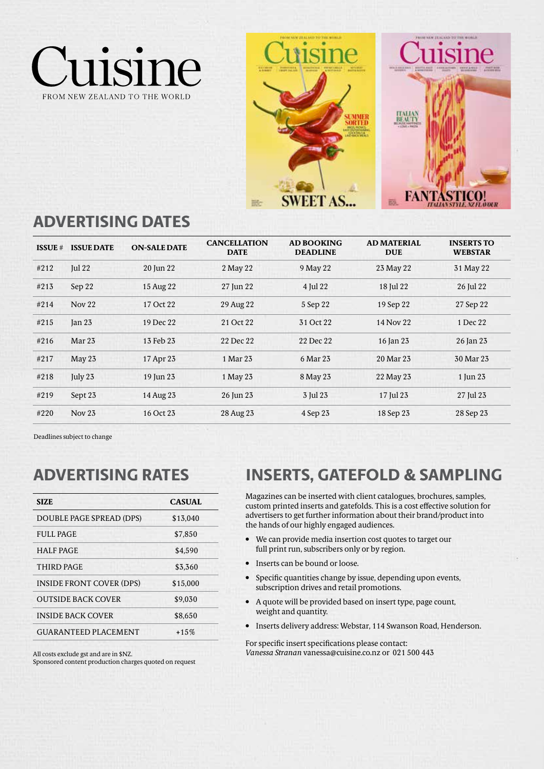# Cuisine

FROM NEW ZEALAND TO THE WORLD

## ADVERTISING DATES

| ISSUE # | ISSUE DATE | ON-SALE DATE | CANCELLATION DATE | AD BOOKING DEADLINE | AD MATERIAL DUE | INSERTS TO WEBSTAR |
|---|---|---|---|---|---|---|
| #212 | Jul 22 | 20 Jun 22 | 2 May 22 | 9 May 22 | 23 May 22 | 31 May 22 |
| #213 | Sep 22 | 15 Aug 22 | 27 Jun 22 | 4 Jul 22 | 18 Jul 22 | 26 Jul 22 |
| #214 | Nov 22 | 17 Oct 22 | 29 Aug 22 | 5 Sep 22 | 19 Sep 22 | 27 Sep 22 |
| #215 | Jan 23 | 19 Dec 22 | 21 Oct 22 | 31 Oct 22 | 14 Nov 22 | 1 Dec 22 |
| #216 | Mar 23 | 13 Feb 23 | 22 Dec 22 | 22 Dec 22 | 16 Jan 23 | 26 Jan 23 |
| #217 | May 23 | 17 Apr 23 | 1 Mar 23 | 6 Mar 23 | 20 Mar 23 | 30 Mar 23 |
| #218 | July 23 | 19 Jun 23 | 1 May 23 | 8 May 23 | 22 May 23 | 1 Jun 23 |
| #219 | Sept 23 | 14 Aug 23 | 26 Jun 23 | 3 Jul 23 | 17 Jul 23 | 27 Jul 23 |
| #220 | Nov 23 | 16 Oct 23 | 28 Aug 23 | 4 Sep 23 | 18 Sep 23 | 28 Sep 23 |

Deadlines subject to change

## ADVERTISING RATES

| SIZE | CASUAL |
|---|---|
| DOUBLE PAGE SPREAD (DPS) | $13,040 |
| FULL PAGE | $7,850 |
| HALF PAGE | $4,590 |
| THIRD PAGE | $3,360 |
| INSIDE FRONT COVER (DPS) | $15,000 |
| OUTSIDE BACK COVER | $9,030 |
| INSIDE BACK COVER | $8,650 |
| GUARANTEED PLACEMENT | +15% |

All costs exclude gst and are in $NZ.
Sponsored content production charges quoted on request

## INSERTS, GATEFOLD & SAMPLING

Magazines can be inserted with client catalogues, brochures, samples, custom printed inserts and gatefolds. This is a cost effective solution for advertisers to get further information about their brand/product into the hands of our highly engaged audiences.

- We can provide media insertion cost quotes to target our full print run, subscribers only or by region.
- Inserts can be bound or loose.
- Specific quantities change by issue, depending upon events, subscription drives and retail promotions.
- A quote will be provided based on insert type, page count, weight and quantity.
- Inserts delivery address: Webstar, 114 Swanson Road, Henderson.

For specific insert specifications please contact:
*Vanessa Stranan* vanessa@cuisine.co.nz or 021 500 443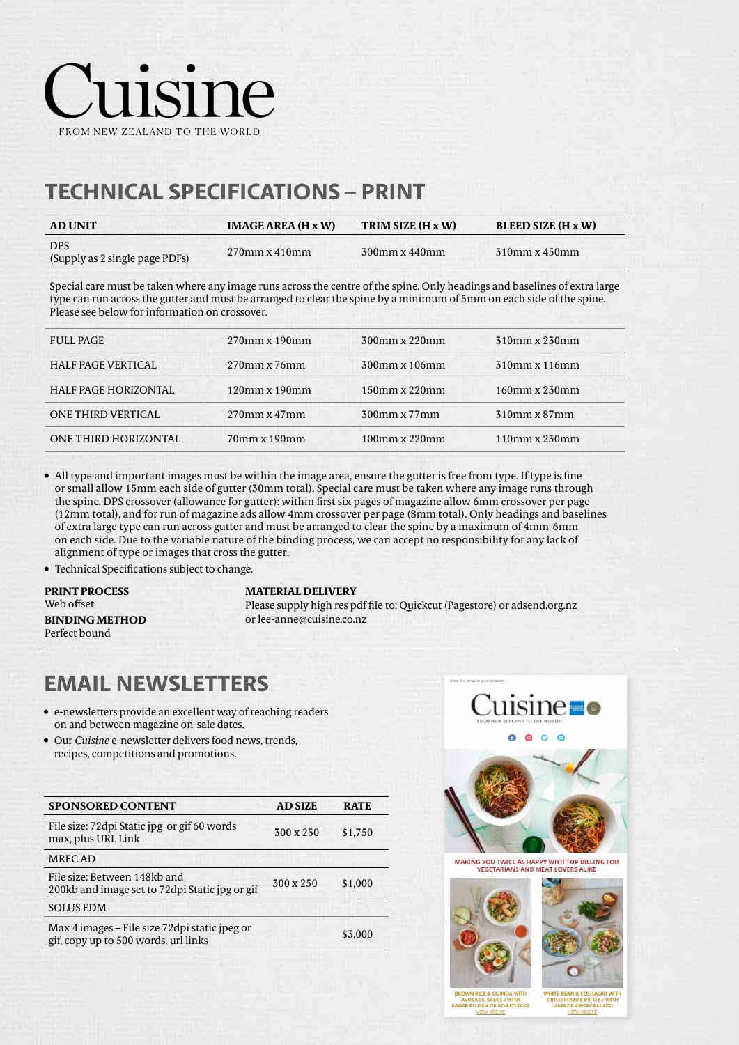# Cuisine

FROM NEW ZEALAND TO THE WORLD

## TECHNICAL SPECIFICATIONS – PRINT

| AD UNIT | IMAGE AREA (H x W) | TRIM SIZE (H x W) | BLEED SIZE (H x W) |
|---|---|---|---|
| DPS (Supply as 2 single page PDFs) | 270mm x 410mm | 300mm x 440mm | 310mm x 450mm |

Special care must be taken where any image runs across the centre of the spine. Only headings and baselines of extra large type can run across the gutter and must be arranged to clear the spine by a minimum of 5mm on each side of the spine. Please see below for information on crossover.

| AD UNIT | IMAGE AREA (H x W) | TRIM SIZE (H x W) | BLEED SIZE (H x W) |
|---|---|---|---|
| FULL PAGE | 270mm x 190mm | 300mm x 220mm | 310mm x 230mm |
| HALF PAGE VERTICAL | 270mm x 76mm | 300mm x 106mm | 310mm x 116mm |
| HALF PAGE HORIZONTAL | 120mm x 190mm | 150mm x 220mm | 160mm x 230mm |
| ONE THIRD VERTICAL | 270mm x 47mm | 300mm x 77mm | 310mm x 87mm |
| ONE THIRD HORIZONTAL | 70mm x 190mm | 100mm x 220mm | 110mm x 230mm |

- All type and important images must be within the image area, ensure the gutter is free from type. If type is fine or small allow 15mm each side of gutter (30mm total). Special care must be taken where any image runs through the spine. DPS crossover (allowance for gutter): within first six pages of magazine allow 6mm crossover per page (12mm total), and for run of magazine ads allow 4mm crossover per page (8mm total). Only headings and baselines of extra large type can run across gutter and must be arranged to clear the spine by a maximum of 4mm-6mm on each side. Due to the variable nature of the binding process, we can accept no responsibility for any lack of alignment of type or images that cross the gutter.
- Technical Specifications subject to change.

**PRINT PROCESS**
Web offset

**BINDING METHOD**
Perfect bound

**MATERIAL DELIVERY**
Please supply high res pdf file to: Quickcut (Pagestore) or adsend.org.nz or lee-anne@cuisine.co.nz

## EMAIL NEWSLETTERS

- e-newsletters provide an excellent way of reaching readers on and between magazine on-sale dates.
- Our *Cuisine* e-newsletter delivers food news, trends, recipes, competitions and promotions.

| SPONSORED CONTENT | AD SIZE | RATE |
|---|---|---|
| File size: 72dpi Static jpg or gif 60 words max, plus URL Link | 300 x 250 | $1,750 |
| MREC AD | | |
| File size: Between 148kb and 200kb and image set to 72dpi Static jpg or gif | 300 x 250 | $1,000 |
| SOLUS EDM | | |
| Max 4 images – File size 72dpi static jpeg or gif, copy up to 500 words, url links | | $3,000 |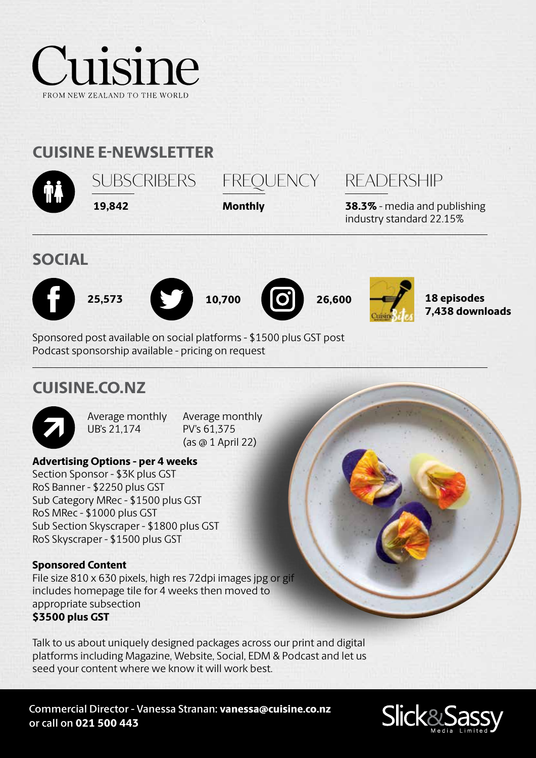# Cuisine

FROM NEW ZEALAND TO THE WORLD

## CUISINE E-NEWSLETTER

| SUBSCRIBERS | FREQUENCY | READERSHIP |
| --- | --- | --- |
| **19,842** | **Monthly** | **38.3%** - media and publishing industry standard 22.15% |

## SOCIAL

**25,573**

**10,700**

**26,600**

**18 episodes**
**7,438 downloads**

Sponsored post available on social platforms - $1500 plus GST post
Podcast sponsorship available - pricing on request

## CUISINE.CO.NZ

Average monthly UB's 21,174

Average monthly PV's 61,375 (as @ 1 April 22)

**Advertising Options - per 4 weeks**

Section Sponsor - $3K plus GST
RoS Banner - $2250 plus GST
Sub Category MRec - $1500 plus GST
RoS MRec - $1000 plus GST
Sub Section Skyscraper - $1800 plus GST
RoS Skyscraper - $1500 plus GST

**Sponsored Content**

File size 810 x 630 pixels, high res 72dpi images jpg or gif includes homepage tile for 4 weeks then moved to appropriate subsection
**$3500 plus GST**

Talk to us about uniquely designed packages across our print and digital platforms including Magazine, Website, Social, EDM & Podcast and let us seed your content where we know it will work best.

Commercial Director - Vanessa Stranan: **vanessa@cuisine.co.nz**
or call on **021 500 443**

Slick&Sassy Media Limited